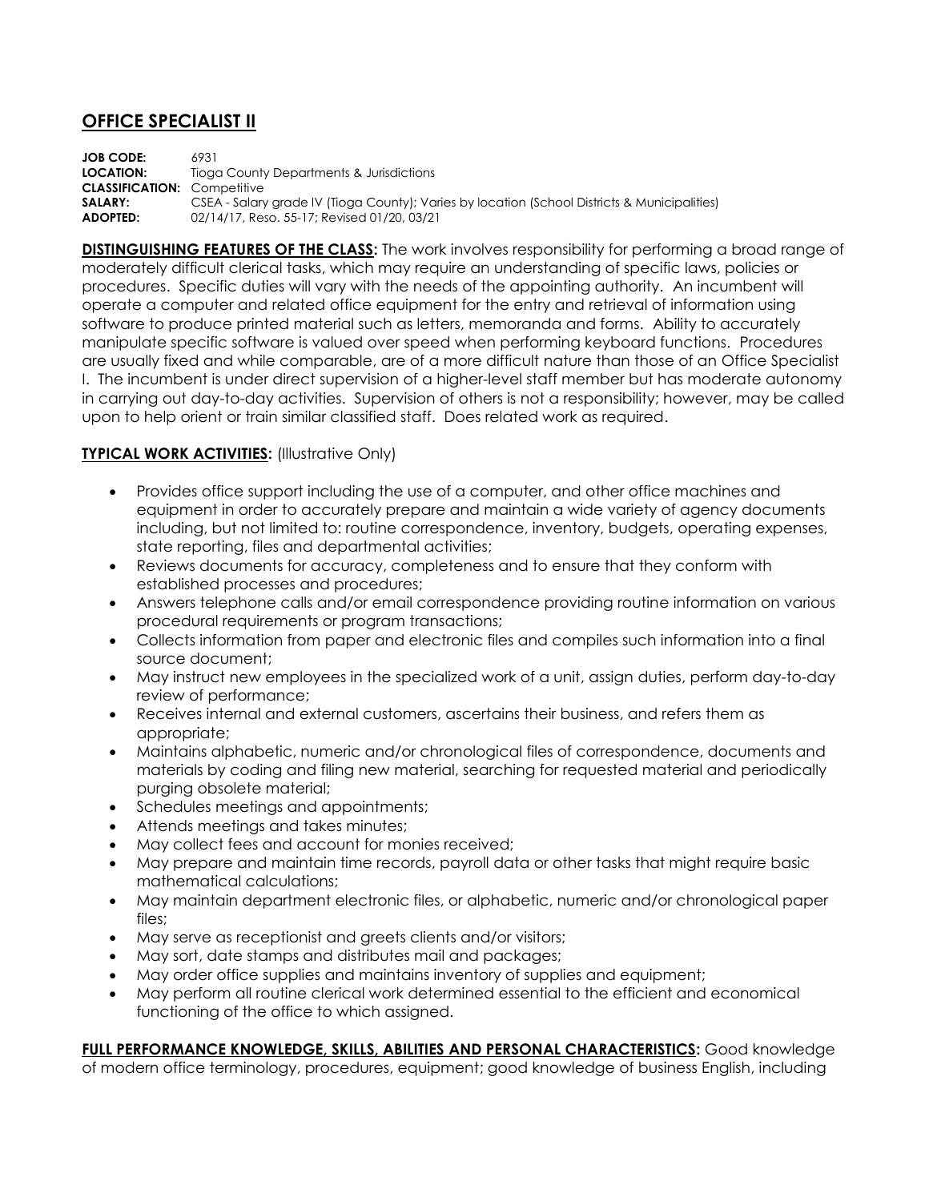## OFFICE SPECIALIST II

**JOB CODE:** 6931
**LOCATION:** Tioga County Departments & Jurisdictions
**CLASSIFICATION:** Competitive
**SALARY:** CSEA - Salary grade IV (Tioga County); Varies by location (School Districts & Municipalities)
**ADOPTED:** 02/14/17, Reso. 55-17; Revised 01/20, 03/21

**DISTINGUISHING FEATURES OF THE CLASS:** The work involves responsibility for performing a broad range of moderately difficult clerical tasks, which may require an understanding of specific laws, policies or procedures. Specific duties will vary with the needs of the appointing authority. An incumbent will operate a computer and related office equipment for the entry and retrieval of information using software to produce printed material such as letters, memoranda and forms. Ability to accurately manipulate specific software is valued over speed when performing keyboard functions. Procedures are usually fixed and while comparable, are of a more difficult nature than those of an Office Specialist I. The incumbent is under direct supervision of a higher-level staff member but has moderate autonomy in carrying out day-to-day activities. Supervision of others is not a responsibility; however, may be called upon to help orient or train similar classified staff. Does related work as required.

**TYPICAL WORK ACTIVITIES:** (Illustrative Only)

- Provides office support including the use of a computer, and other office machines and equipment in order to accurately prepare and maintain a wide variety of agency documents including, but not limited to: routine correspondence, inventory, budgets, operating expenses, state reporting, files and departmental activities;
- Reviews documents for accuracy, completeness and to ensure that they conform with established processes and procedures;
- Answers telephone calls and/or email correspondence providing routine information on various procedural requirements or program transactions;
- Collects information from paper and electronic files and compiles such information into a final source document;
- May instruct new employees in the specialized work of a unit, assign duties, perform day-to-day review of performance;
- Receives internal and external customers, ascertains their business, and refers them as appropriate;
- Maintains alphabetic, numeric and/or chronological files of correspondence, documents and materials by coding and filing new material, searching for requested material and periodically purging obsolete material;
- Schedules meetings and appointments;
- Attends meetings and takes minutes;
- May collect fees and account for monies received;
- May prepare and maintain time records, payroll data or other tasks that might require basic mathematical calculations;
- May maintain department electronic files, or alphabetic, numeric and/or chronological paper files;
- May serve as receptionist and greets clients and/or visitors;
- May sort, date stamps and distributes mail and packages;
- May order office supplies and maintains inventory of supplies and equipment;
- May perform all routine clerical work determined essential to the efficient and economical functioning of the office to which assigned.

**FULL PERFORMANCE KNOWLEDGE, SKILLS, ABILITIES AND PERSONAL CHARACTERISTICS:** Good knowledge of modern office terminology, procedures, equipment; good knowledge of business English, including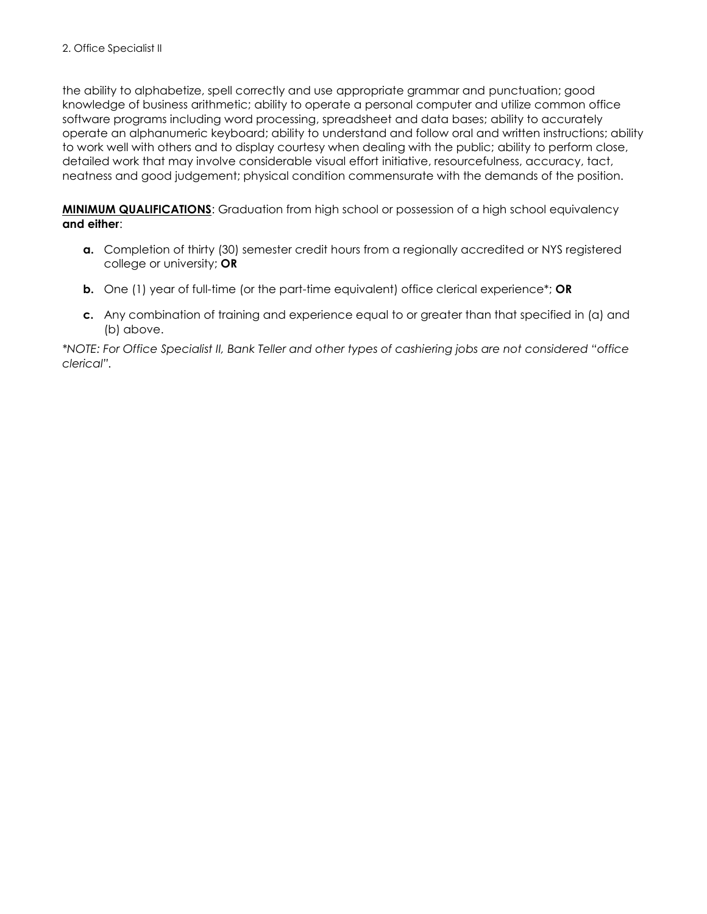the ability to alphabetize, spell correctly and use appropriate grammar and punctuation; good knowledge of business arithmetic; ability to operate a personal computer and utilize common office software programs including word processing, spreadsheet and data bases; ability to accurately operate an alphanumeric keyboard; ability to understand and follow oral and written instructions; ability to work well with others and to display courtesy when dealing with the public; ability to perform close, detailed work that may involve considerable visual effort initiative, resourcefulness, accuracy, tact, neatness and good judgement; physical condition commensurate with the demands of the position.

**MINIMUM QUALIFICATIONS**: Graduation from high school or possession of a high school equivalency **and either**:

- **a.** Completion of thirty (30) semester credit hours from a regionally accredited or NYS registered college or university; **OR**
- **b.** One (1) year of full-time (or the part-time equivalent) office clerical experience*; **OR**
- **c.** Any combination of training and experience equal to or greater than that specified in (a) and (b) above.

*\*NOTE: For Office Specialist II, Bank Teller and other types of cashiering jobs are not considered "office clerical".*